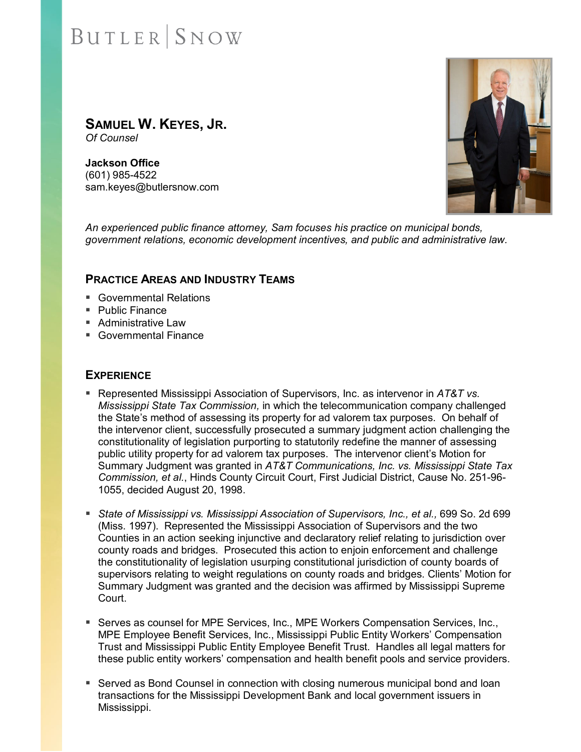BUTLER | SNOW

# SAMUEL W. KEYES, JR.

*Of Counsel*

**Jackson Office**
(601) 985-4522
sam.keyes@butlersnow.com

*An experienced public finance attorney, Sam focuses his practice on municipal bonds, government relations, economic development incentives, and public and administrative law.*

## PRACTICE AREAS AND INDUSTRY TEAMS

- Governmental Relations
- Public Finance
- Administrative Law
- Governmental Finance

## EXPERIENCE

- Represented Mississippi Association of Supervisors, Inc. as intervenor in *AT&T vs. Mississippi State Tax Commission,* in which the telecommunication company challenged the State's method of assessing its property for ad valorem tax purposes. On behalf of the intervenor client, successfully prosecuted a summary judgment action challenging the constitutionality of legislation purporting to statutorily redefine the manner of assessing public utility property for ad valorem tax purposes. The intervenor client's Motion for Summary Judgment was granted in *AT&T Communications, Inc. vs. Mississippi State Tax Commission, et al.*, Hinds County Circuit Court, First Judicial District, Cause No. 251-96-1055, decided August 20, 1998.

- *State of Mississippi vs. Mississippi Association of Supervisors, Inc., et al.,* 699 So. 2d 699 (Miss. 1997). Represented the Mississippi Association of Supervisors and the two Counties in an action seeking injunctive and declaratory relief relating to jurisdiction over county roads and bridges. Prosecuted this action to enjoin enforcement and challenge the constitutionality of legislation usurping constitutional jurisdiction of county boards of supervisors relating to weight regulations on county roads and bridges. Clients' Motion for Summary Judgment was granted and the decision was affirmed by Mississippi Supreme Court.

- Serves as counsel for MPE Services, Inc., MPE Workers Compensation Services, Inc., MPE Employee Benefit Services, Inc., Mississippi Public Entity Workers' Compensation Trust and Mississippi Public Entity Employee Benefit Trust. Handles all legal matters for these public entity workers' compensation and health benefit pools and service providers.

- Served as Bond Counsel in connection with closing numerous municipal bond and loan transactions for the Mississippi Development Bank and local government issuers in Mississippi.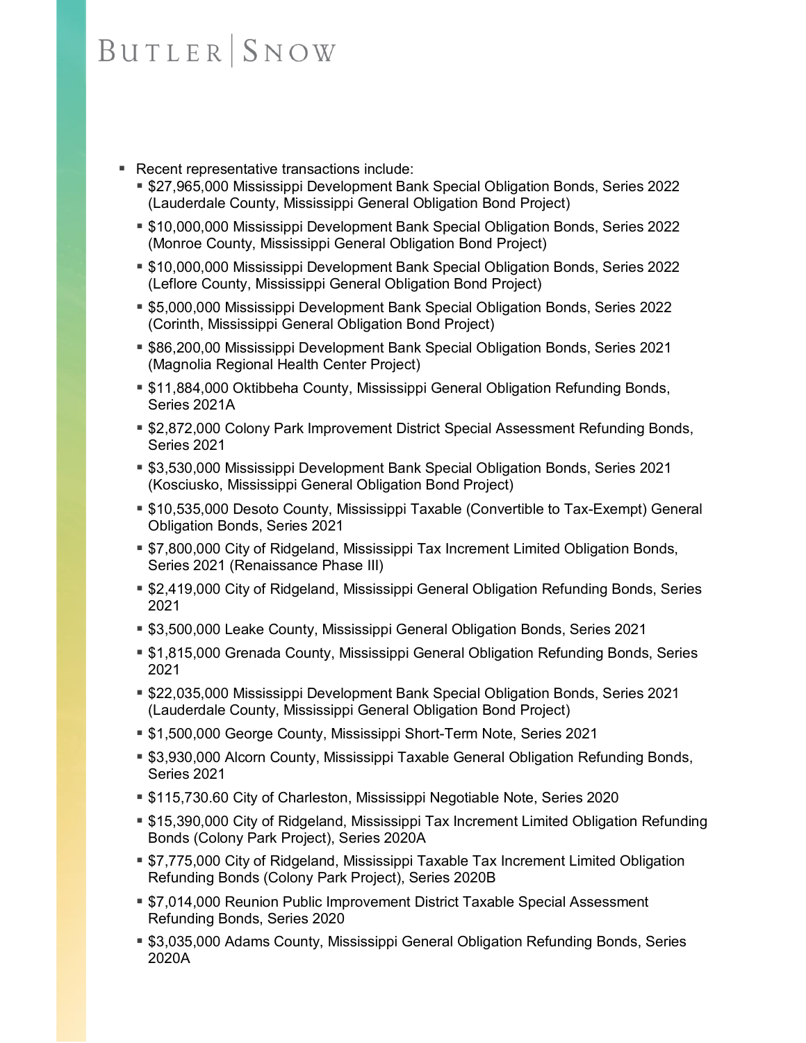- Recent representative transactions include:
  - $27,965,000 Mississippi Development Bank Special Obligation Bonds, Series 2022 (Lauderdale County, Mississippi General Obligation Bond Project)
  - $10,000,000 Mississippi Development Bank Special Obligation Bonds, Series 2022 (Monroe County, Mississippi General Obligation Bond Project)
  - $10,000,000 Mississippi Development Bank Special Obligation Bonds, Series 2022 (Leflore County, Mississippi General Obligation Bond Project)
  - $5,000,000 Mississippi Development Bank Special Obligation Bonds, Series 2022 (Corinth, Mississippi General Obligation Bond Project)
  - $86,200,00 Mississippi Development Bank Special Obligation Bonds, Series 2021 (Magnolia Regional Health Center Project)
  - $11,884,000 Oktibbeha County, Mississippi General Obligation Refunding Bonds, Series 2021A
  - $2,872,000 Colony Park Improvement District Special Assessment Refunding Bonds, Series 2021
  - $3,530,000 Mississippi Development Bank Special Obligation Bonds, Series 2021 (Kosciusko, Mississippi General Obligation Bond Project)
  - $10,535,000 Desoto County, Mississippi Taxable (Convertible to Tax-Exempt) General Obligation Bonds, Series 2021
  - $7,800,000 City of Ridgeland, Mississippi Tax Increment Limited Obligation Bonds, Series 2021 (Renaissance Phase III)
  - $2,419,000 City of Ridgeland, Mississippi General Obligation Refunding Bonds, Series 2021
  - $3,500,000 Leake County, Mississippi General Obligation Bonds, Series 2021
  - $1,815,000 Grenada County, Mississippi General Obligation Refunding Bonds, Series 2021
  - $22,035,000 Mississippi Development Bank Special Obligation Bonds, Series 2021 (Lauderdale County, Mississippi General Obligation Bond Project)
  - $1,500,000 George County, Mississippi Short-Term Note, Series 2021
  - $3,930,000 Alcorn County, Mississippi Taxable General Obligation Refunding Bonds, Series 2021
  - $115,730.60 City of Charleston, Mississippi Negotiable Note, Series 2020
  - $15,390,000 City of Ridgeland, Mississippi Tax Increment Limited Obligation Refunding Bonds (Colony Park Project), Series 2020A
  - $7,775,000 City of Ridgeland, Mississippi Taxable Tax Increment Limited Obligation Refunding Bonds (Colony Park Project), Series 2020B
  - $7,014,000 Reunion Public Improvement District Taxable Special Assessment Refunding Bonds, Series 2020
  - $3,035,000 Adams County, Mississippi General Obligation Refunding Bonds, Series 2020A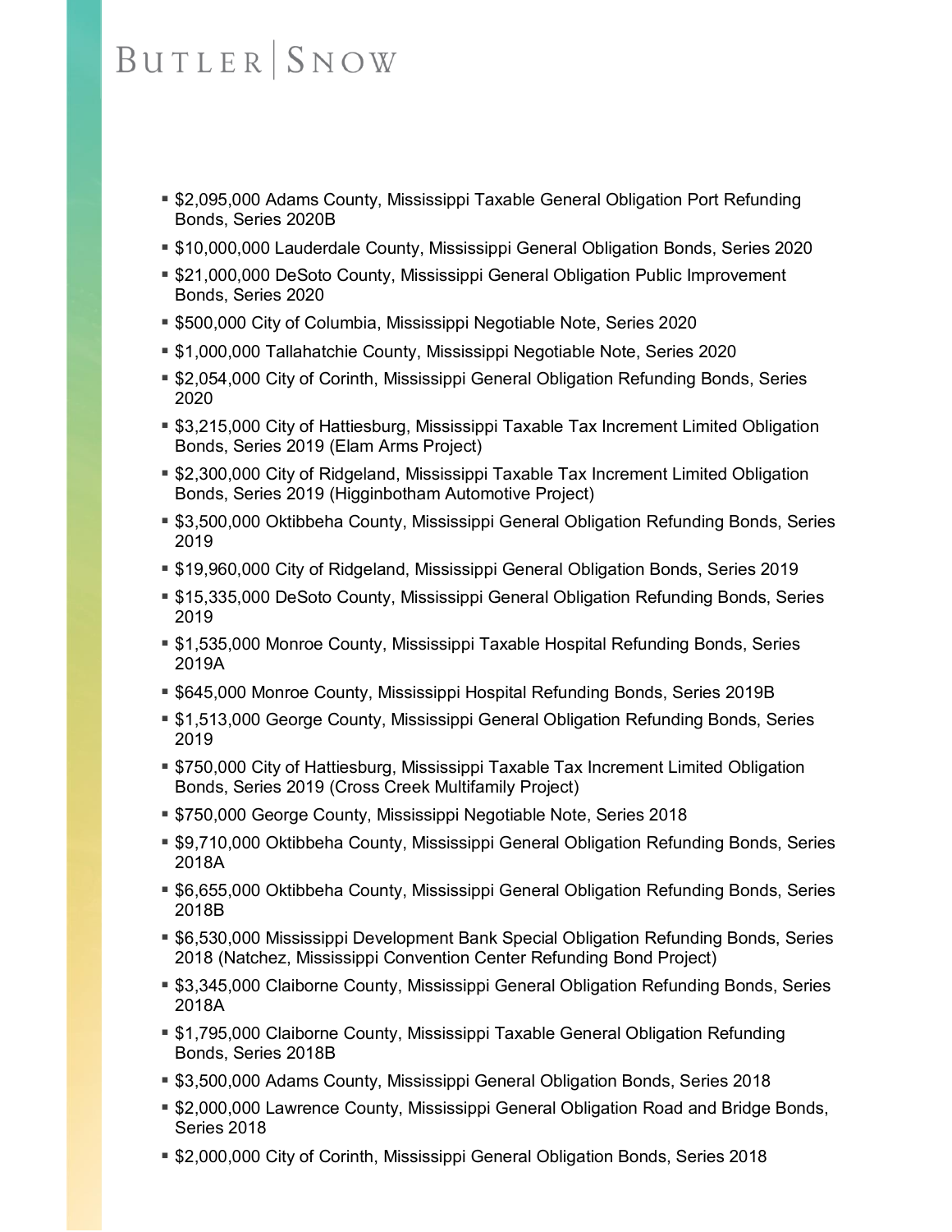- $2,095,000 Adams County, Mississippi Taxable General Obligation Port Refunding Bonds, Series 2020B
- $10,000,000 Lauderdale County, Mississippi General Obligation Bonds, Series 2020
- $21,000,000 DeSoto County, Mississippi General Obligation Public Improvement Bonds, Series 2020
- $500,000 City of Columbia, Mississippi Negotiable Note, Series 2020
- $1,000,000 Tallahatchie County, Mississippi Negotiable Note, Series 2020
- $2,054,000 City of Corinth, Mississippi General Obligation Refunding Bonds, Series 2020
- $3,215,000 City of Hattiesburg, Mississippi Taxable Tax Increment Limited Obligation Bonds, Series 2019 (Elam Arms Project)
- $2,300,000 City of Ridgeland, Mississippi Taxable Tax Increment Limited Obligation Bonds, Series 2019 (Higginbotham Automotive Project)
- $3,500,000 Oktibbeha County, Mississippi General Obligation Refunding Bonds, Series 2019
- $19,960,000 City of Ridgeland, Mississippi General Obligation Bonds, Series 2019
- $15,335,000 DeSoto County, Mississippi General Obligation Refunding Bonds, Series 2019
- $1,535,000 Monroe County, Mississippi Taxable Hospital Refunding Bonds, Series 2019A
- $645,000 Monroe County, Mississippi Hospital Refunding Bonds, Series 2019B
- $1,513,000 George County, Mississippi General Obligation Refunding Bonds, Series 2019
- $750,000 City of Hattiesburg, Mississippi Taxable Tax Increment Limited Obligation Bonds, Series 2019 (Cross Creek Multifamily Project)
- $750,000 George County, Mississippi Negotiable Note, Series 2018
- $9,710,000 Oktibbeha County, Mississippi General Obligation Refunding Bonds, Series 2018A
- $6,655,000 Oktibbeha County, Mississippi General Obligation Refunding Bonds, Series 2018B
- $6,530,000 Mississippi Development Bank Special Obligation Refunding Bonds, Series 2018 (Natchez, Mississippi Convention Center Refunding Bond Project)
- $3,345,000 Claiborne County, Mississippi General Obligation Refunding Bonds, Series 2018A
- $1,795,000 Claiborne County, Mississippi Taxable General Obligation Refunding Bonds, Series 2018B
- $3,500,000 Adams County, Mississippi General Obligation Bonds, Series 2018
- $2,000,000 Lawrence County, Mississippi General Obligation Road and Bridge Bonds, Series 2018
- $2,000,000 City of Corinth, Mississippi General Obligation Bonds, Series 2018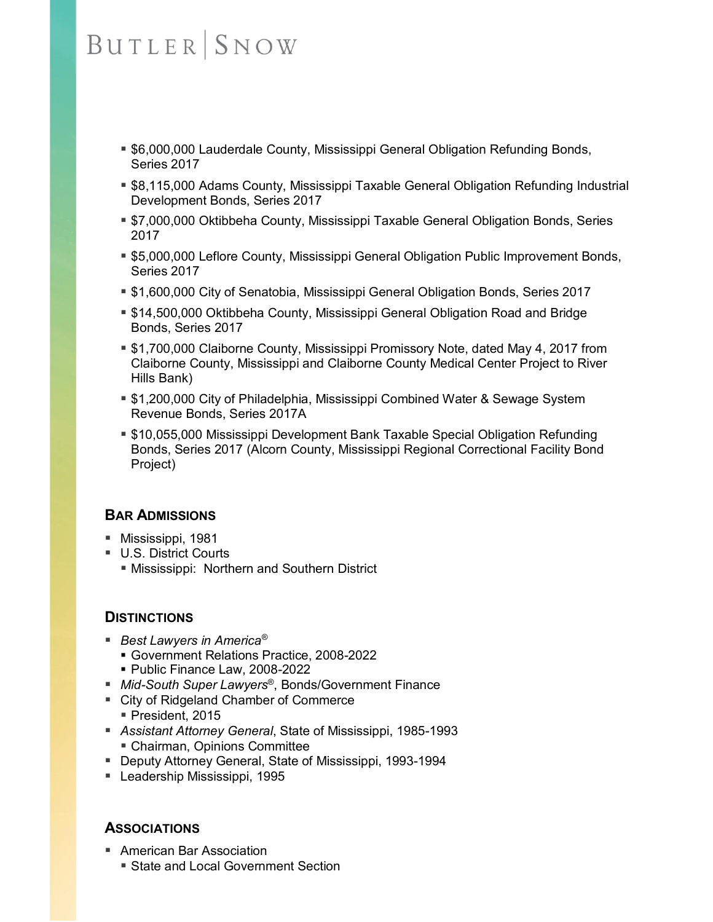- $6,000,000 Lauderdale County, Mississippi General Obligation Refunding Bonds, Series 2017
- $8,115,000 Adams County, Mississippi Taxable General Obligation Refunding Industrial Development Bonds, Series 2017
- $7,000,000 Oktibbeha County, Mississippi Taxable General Obligation Bonds, Series 2017
- $5,000,000 Leflore County, Mississippi General Obligation Public Improvement Bonds, Series 2017
- $1,600,000 City of Senatobia, Mississippi General Obligation Bonds, Series 2017
- $14,500,000 Oktibbeha County, Mississippi General Obligation Road and Bridge Bonds, Series 2017
- $1,700,000 Claiborne County, Mississippi Promissory Note, dated May 4, 2017 from Claiborne County, Mississippi and Claiborne County Medical Center Project to River Hills Bank)
- $1,200,000 City of Philadelphia, Mississippi Combined Water & Sewage System Revenue Bonds, Series 2017A
- $10,055,000 Mississippi Development Bank Taxable Special Obligation Refunding Bonds, Series 2017 (Alcorn County, Mississippi Regional Correctional Facility Bond Project)

## Bar Admissions

- Mississippi, 1981
- U.S. District Courts
  - Mississippi: Northern and Southern District

## Distinctions

- *Best Lawyers in America®*
  - Government Relations Practice, 2008-2022
  - Public Finance Law, 2008-2022
- *Mid-South Super Lawyers®*, Bonds/Government Finance
- City of Ridgeland Chamber of Commerce
  - President, 2015
- *Assistant Attorney General*, State of Mississippi, 1985-1993
  - Chairman, Opinions Committee
- Deputy Attorney General, State of Mississippi, 1993-1994
- Leadership Mississippi, 1995

## Associations

- American Bar Association
  - State and Local Government Section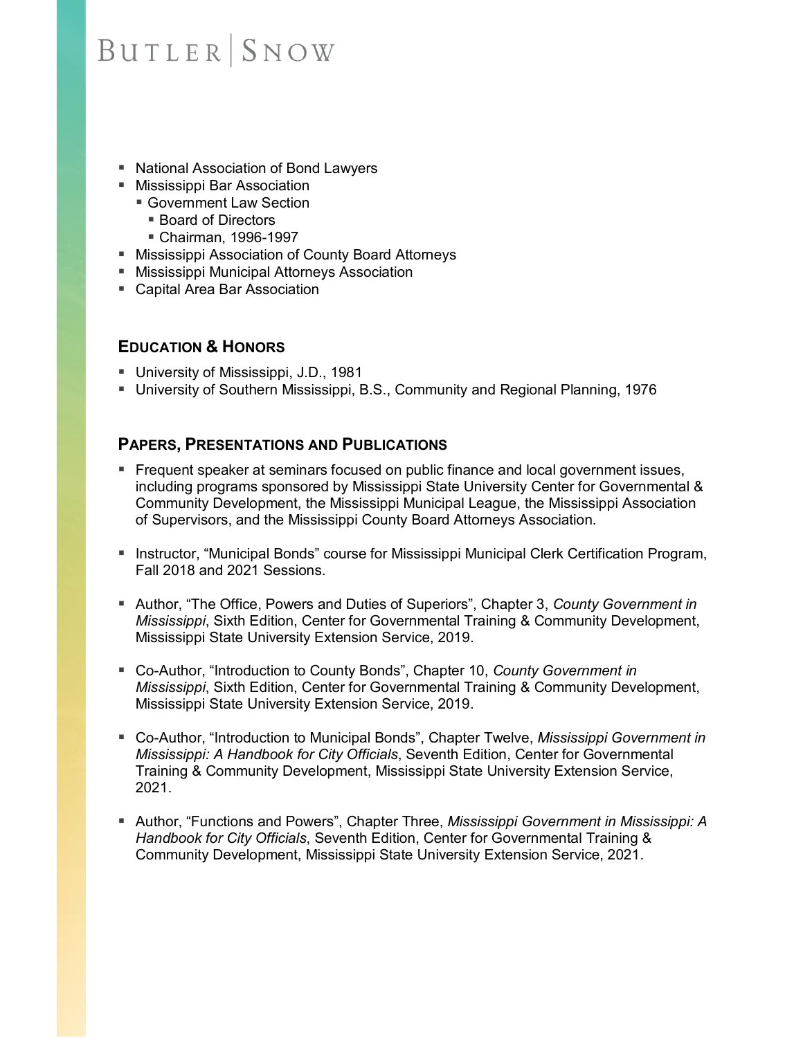- National Association of Bond Lawyers
- Mississippi Bar Association
  - Government Law Section
    - Board of Directors
    - Chairman, 1996-1997
- Mississippi Association of County Board Attorneys
- Mississippi Municipal Attorneys Association
- Capital Area Bar Association

## EDUCATION & HONORS

- University of Mississippi, J.D., 1981
- University of Southern Mississippi, B.S., Community and Regional Planning, 1976

## PAPERS, PRESENTATIONS AND PUBLICATIONS

- Frequent speaker at seminars focused on public finance and local government issues, including programs sponsored by Mississippi State University Center for Governmental & Community Development, the Mississippi Municipal League, the Mississippi Association of Supervisors, and the Mississippi County Board Attorneys Association.

- Instructor, "Municipal Bonds" course for Mississippi Municipal Clerk Certification Program, Fall 2018 and 2021 Sessions.

- Author, "The Office, Powers and Duties of Superiors", Chapter 3, *County Government in Mississippi*, Sixth Edition, Center for Governmental Training & Community Development, Mississippi State University Extension Service, 2019.

- Co-Author, "Introduction to County Bonds", Chapter 10, *County Government in Mississippi*, Sixth Edition, Center for Governmental Training & Community Development, Mississippi State University Extension Service, 2019.

- Co-Author, "Introduction to Municipal Bonds", Chapter Twelve, *Mississippi Government in Mississippi: A Handbook for City Officials*, Seventh Edition, Center for Governmental Training & Community Development, Mississippi State University Extension Service, 2021.

- Author, "Functions and Powers", Chapter Three, *Mississippi Government in Mississippi: A Handbook for City Officials*, Seventh Edition, Center for Governmental Training & Community Development, Mississippi State University Extension Service, 2021.